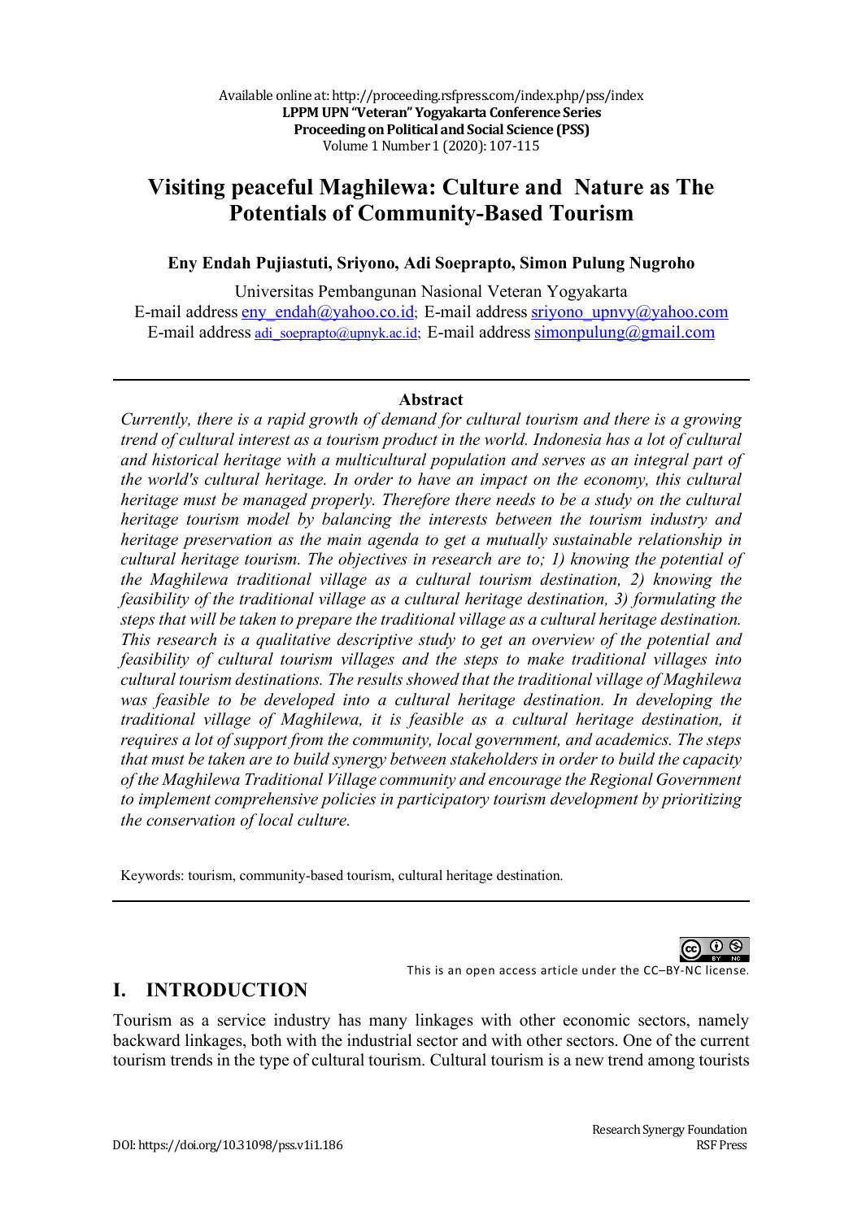# Visiting peaceful Maghilewa: Culture and Nature as The Potentials of Community-Based Tourism

**Eny Endah Pujiastuti, Sriyono, Adi Soeprapto, Simon Pulung Nugroho**

Universitas Pembangunan Nasional Veteran Yogyakarta
E-mail address eny_endah@yahoo.co.id; E-mail address sriyono_upnvy@yahoo.com
E-mail address adi_soeprapto@upnyk.ac.id; E-mail address simonpulung@gmail.com

---

**Abstract**

*Currently, there is a rapid growth of demand for cultural tourism and there is a growing trend of cultural interest as a tourism product in the world. Indonesia has a lot of cultural and historical heritage with a multicultural population and serves as an integral part of the world's cultural heritage. In order to have an impact on the economy, this cultural heritage must be managed properly. Therefore there needs to be a study on the cultural heritage tourism model by balancing the interests between the tourism industry and heritage preservation as the main agenda to get a mutually sustainable relationship in cultural heritage tourism. The objectives in research are to; 1) knowing the potential of the Maghilewa traditional village as a cultural tourism destination, 2) knowing the feasibility of the traditional village as a cultural heritage destination, 3) formulating the steps that will be taken to prepare the traditional village as a cultural heritage destination. This research is a qualitative descriptive study to get an overview of the potential and feasibility of cultural tourism villages and the steps to make traditional villages into cultural tourism destinations. The results showed that the traditional village of Maghilewa was feasible to be developed into a cultural heritage destination. In developing the traditional village of Maghilewa, it is feasible as a cultural heritage destination, it requires a lot of support from the community, local government, and academics. The steps that must be taken are to build synergy between stakeholders in order to build the capacity of the Maghilewa Traditional Village community and encourage the Regional Government to implement comprehensive policies in participatory tourism development by prioritizing the conservation of local culture.*

Keywords: tourism, community-based tourism, cultural heritage destination.

---

This is an open access article under the CC–BY-NC license.

## I. INTRODUCTION

Tourism as a service industry has many linkages with other economic sectors, namely backward linkages, both with the industrial sector and with other sectors. One of the current tourism trends in the type of cultural tourism. Cultural tourism is a new trend among tourists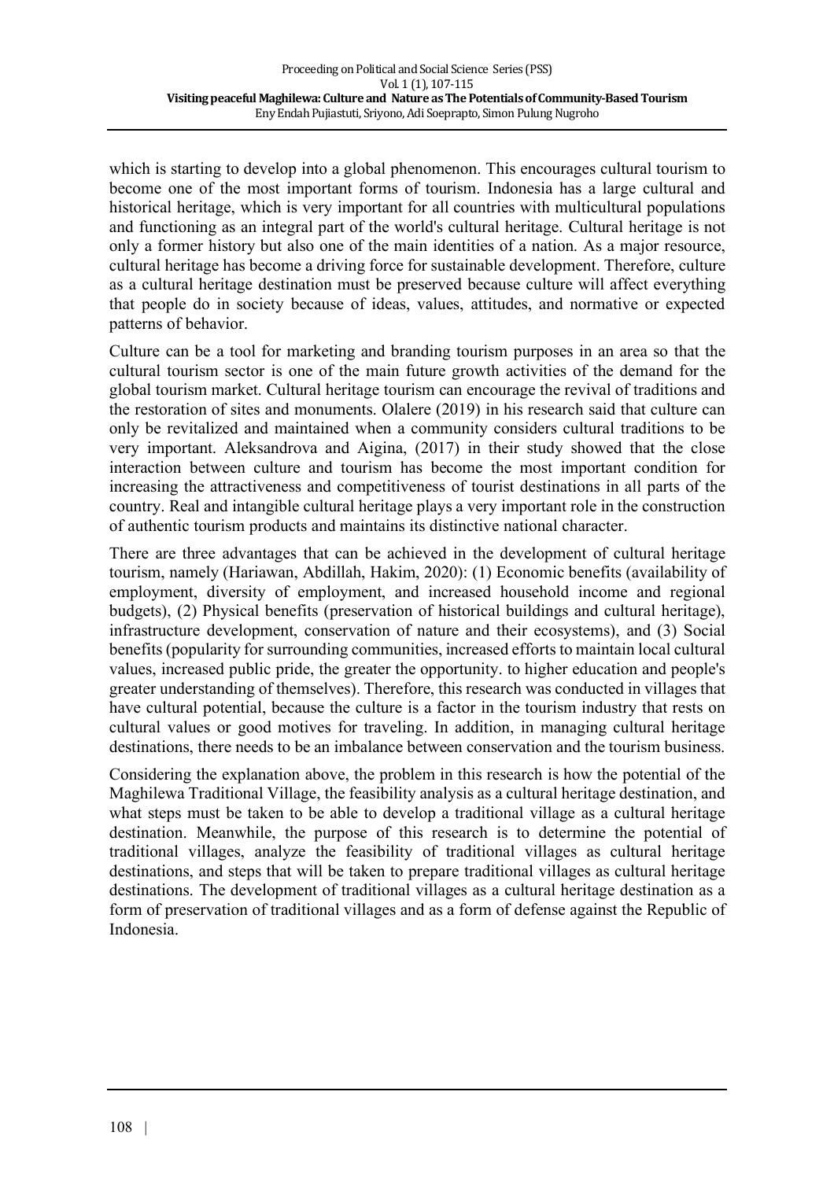which is starting to develop into a global phenomenon. This encourages cultural tourism to become one of the most important forms of tourism. Indonesia has a large cultural and historical heritage, which is very important for all countries with multicultural populations and functioning as an integral part of the world's cultural heritage. Cultural heritage is not only a former history but also one of the main identities of a nation. As a major resource, cultural heritage has become a driving force for sustainable development. Therefore, culture as a cultural heritage destination must be preserved because culture will affect everything that people do in society because of ideas, values, attitudes, and normative or expected patterns of behavior.

Culture can be a tool for marketing and branding tourism purposes in an area so that the cultural tourism sector is one of the main future growth activities of the demand for the global tourism market. Cultural heritage tourism can encourage the revival of traditions and the restoration of sites and monuments. Olalere (2019) in his research said that culture can only be revitalized and maintained when a community considers cultural traditions to be very important. Aleksandrova and Aigina, (2017) in their study showed that the close interaction between culture and tourism has become the most important condition for increasing the attractiveness and competitiveness of tourist destinations in all parts of the country. Real and intangible cultural heritage plays a very important role in the construction of authentic tourism products and maintains its distinctive national character.

There are three advantages that can be achieved in the development of cultural heritage tourism, namely (Hariawan, Abdillah, Hakim, 2020): (1) Economic benefits (availability of employment, diversity of employment, and increased household income and regional budgets), (2) Physical benefits (preservation of historical buildings and cultural heritage), infrastructure development, conservation of nature and their ecosystems), and (3) Social benefits (popularity for surrounding communities, increased efforts to maintain local cultural values, increased public pride, the greater the opportunity. to higher education and people's greater understanding of themselves). Therefore, this research was conducted in villages that have cultural potential, because the culture is a factor in the tourism industry that rests on cultural values or good motives for traveling. In addition, in managing cultural heritage destinations, there needs to be an imbalance between conservation and the tourism business.

Considering the explanation above, the problem in this research is how the potential of the Maghilewa Traditional Village, the feasibility analysis as a cultural heritage destination, and what steps must be taken to be able to develop a traditional village as a cultural heritage destination. Meanwhile, the purpose of this research is to determine the potential of traditional villages, analyze the feasibility of traditional villages as cultural heritage destinations, and steps that will be taken to prepare traditional villages as cultural heritage destinations. The development of traditional villages as a cultural heritage destination as a form of preservation of traditional villages and as a form of defense against the Republic of Indonesia.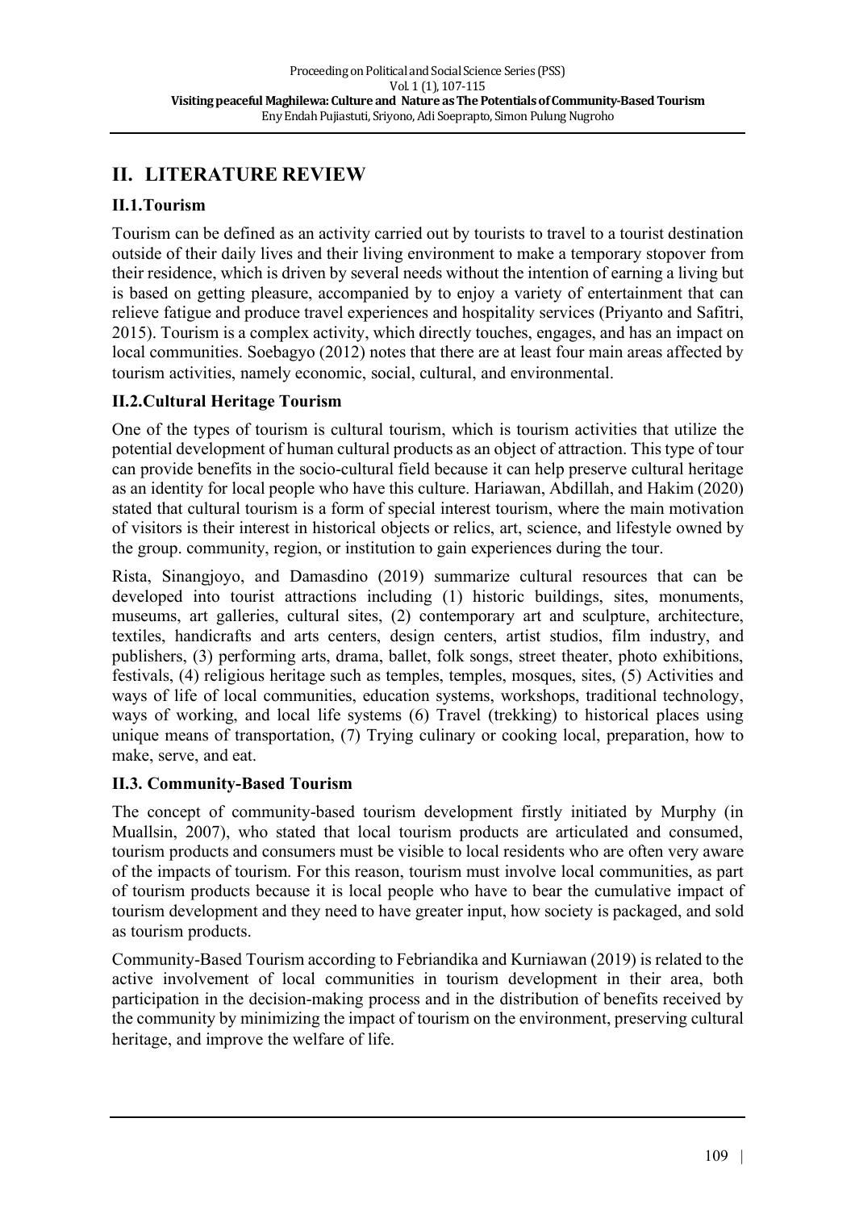## II. LITERATURE REVIEW

### II.1. Tourism

Tourism can be defined as an activity carried out by tourists to travel to a tourist destination outside of their daily lives and their living environment to make a temporary stopover from their residence, which is driven by several needs without the intention of earning a living but is based on getting pleasure, accompanied by to enjoy a variety of entertainment that can relieve fatigue and produce travel experiences and hospitality services (Priyanto and Safitri, 2015). Tourism is a complex activity, which directly touches, engages, and has an impact on local communities. Soebagyo (2012) notes that there are at least four main areas affected by tourism activities, namely economic, social, cultural, and environmental.

### II.2. Cultural Heritage Tourism

One of the types of tourism is cultural tourism, which is tourism activities that utilize the potential development of human cultural products as an object of attraction. This type of tour can provide benefits in the socio-cultural field because it can help preserve cultural heritage as an identity for local people who have this culture. Hariawan, Abdillah, and Hakim (2020) stated that cultural tourism is a form of special interest tourism, where the main motivation of visitors is their interest in historical objects or relics, art, science, and lifestyle owned by the group. community, region, or institution to gain experiences during the tour.

Rista, Sinangjoyo, and Damasdino (2019) summarize cultural resources that can be developed into tourist attractions including (1) historic buildings, sites, monuments, museums, art galleries, cultural sites, (2) contemporary art and sculpture, architecture, textiles, handicrafts and arts centers, design centers, artist studios, film industry, and publishers, (3) performing arts, drama, ballet, folk songs, street theater, photo exhibitions, festivals, (4) religious heritage such as temples, temples, mosques, sites, (5) Activities and ways of life of local communities, education systems, workshops, traditional technology, ways of working, and local life systems (6) Travel (trekking) to historical places using unique means of transportation, (7) Trying culinary or cooking local, preparation, how to make, serve, and eat.

### II.3. Community-Based Tourism

The concept of community-based tourism development firstly initiated by Murphy (in Muallsin, 2007), who stated that local tourism products are articulated and consumed, tourism products and consumers must be visible to local residents who are often very aware of the impacts of tourism. For this reason, tourism must involve local communities, as part of tourism products because it is local people who have to bear the cumulative impact of tourism development and they need to have greater input, how society is packaged, and sold as tourism products.

Community-Based Tourism according to Febriandika and Kurniawan (2019) is related to the active involvement of local communities in tourism development in their area, both participation in the decision-making process and in the distribution of benefits received by the community by minimizing the impact of tourism on the environment, preserving cultural heritage, and improve the welfare of life.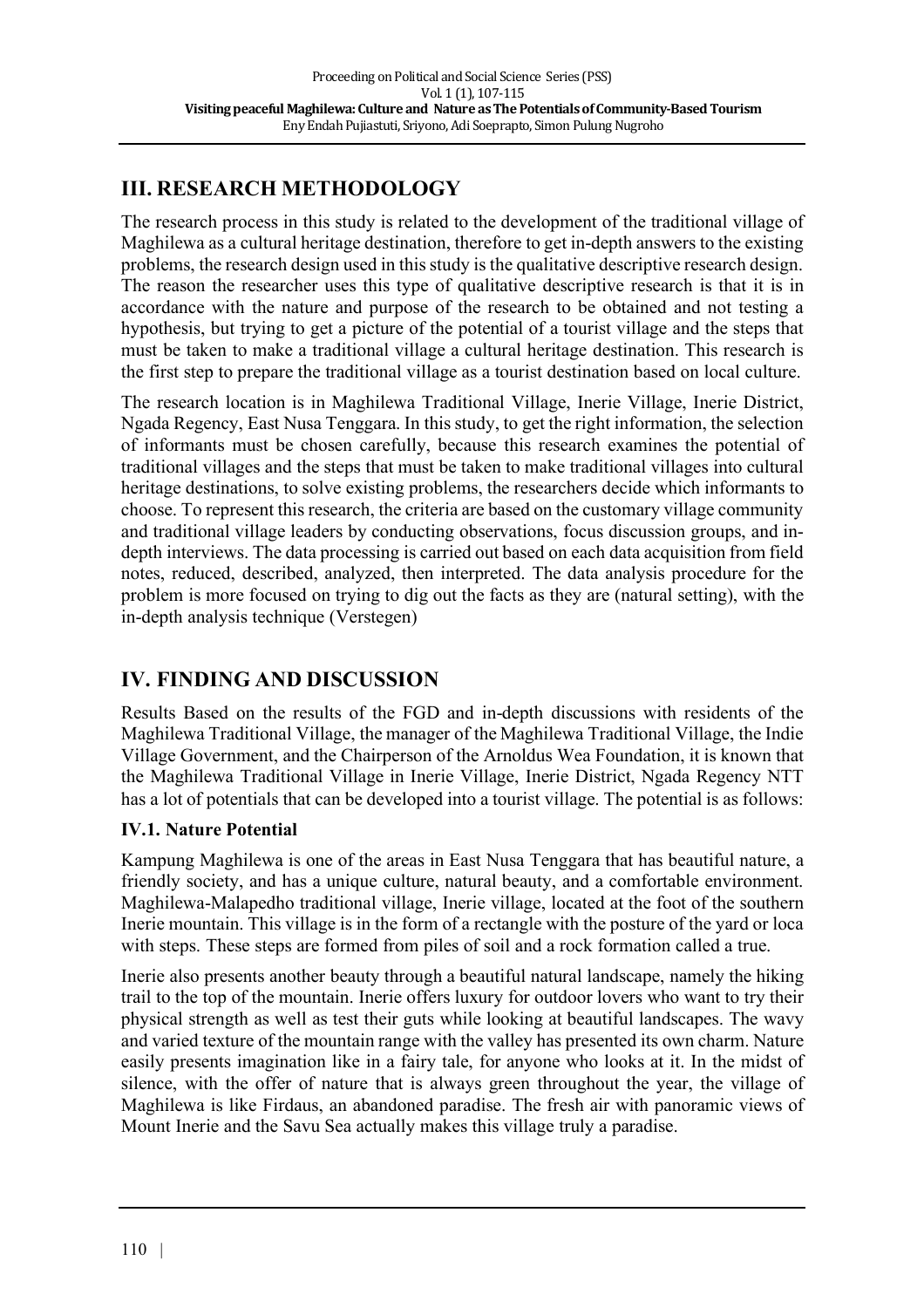## III. RESEARCH METHODOLOGY

The research process in this study is related to the development of the traditional village of Maghilewa as a cultural heritage destination, therefore to get in-depth answers to the existing problems, the research design used in this study is the qualitative descriptive research design. The reason the researcher uses this type of qualitative descriptive research is that it is in accordance with the nature and purpose of the research to be obtained and not testing a hypothesis, but trying to get a picture of the potential of a tourist village and the steps that must be taken to make a traditional village a cultural heritage destination. This research is the first step to prepare the traditional village as a tourist destination based on local culture.

The research location is in Maghilewa Traditional Village, Inerie Village, Inerie District, Ngada Regency, East Nusa Tenggara. In this study, to get the right information, the selection of informants must be chosen carefully, because this research examines the potential of traditional villages and the steps that must be taken to make traditional villages into cultural heritage destinations, to solve existing problems, the researchers decide which informants to choose. To represent this research, the criteria are based on the customary village community and traditional village leaders by conducting observations, focus discussion groups, and in-depth interviews. The data processing is carried out based on each data acquisition from field notes, reduced, described, analyzed, then interpreted. The data analysis procedure for the problem is more focused on trying to dig out the facts as they are (natural setting), with the in-depth analysis technique (Verstegen)

## IV. FINDING AND DISCUSSION

Results Based on the results of the FGD and in-depth discussions with residents of the Maghilewa Traditional Village, the manager of the Maghilewa Traditional Village, the Indie Village Government, and the Chairperson of the Arnoldus Wea Foundation, it is known that the Maghilewa Traditional Village in Inerie Village, Inerie District, Ngada Regency NTT has a lot of potentials that can be developed into a tourist village. The potential is as follows:

### IV.1. Nature Potential

Kampung Maghilewa is one of the areas in East Nusa Tenggara that has beautiful nature, a friendly society, and has a unique culture, natural beauty, and a comfortable environment. Maghilewa-Malapedho traditional village, Inerie village, located at the foot of the southern Inerie mountain. This village is in the form of a rectangle with the posture of the yard or loca with steps. These steps are formed from piles of soil and a rock formation called a true.

Inerie also presents another beauty through a beautiful natural landscape, namely the hiking trail to the top of the mountain. Inerie offers luxury for outdoor lovers who want to try their physical strength as well as test their guts while looking at beautiful landscapes. The wavy and varied texture of the mountain range with the valley has presented its own charm. Nature easily presents imagination like in a fairy tale, for anyone who looks at it. In the midst of silence, with the offer of nature that is always green throughout the year, the village of Maghilewa is like Firdaus, an abandoned paradise. The fresh air with panoramic views of Mount Inerie and the Savu Sea actually makes this village truly a paradise.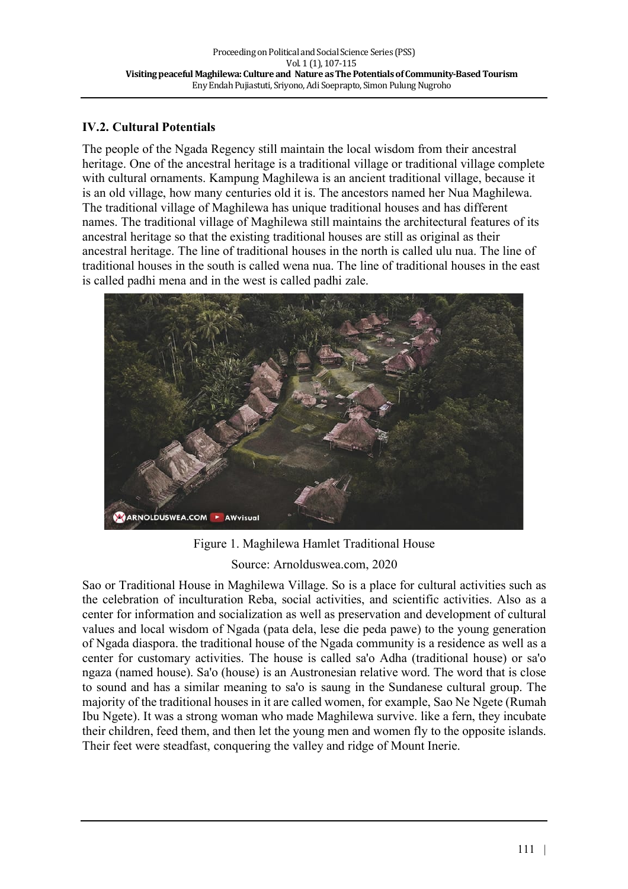## IV.2. Cultural Potentials

The people of the Ngada Regency still maintain the local wisdom from their ancestral heritage. One of the ancestral heritage is a traditional village or traditional village complete with cultural ornaments. Kampung Maghilewa is an ancient traditional village, because it is an old village, how many centuries old it is. The ancestors named her Nua Maghilewa. The traditional village of Maghilewa has unique traditional houses and has different names. The traditional village of Maghilewa still maintains the architectural features of its ancestral heritage so that the existing traditional houses are still as original as their ancestral heritage. The line of traditional houses in the north is called ulu nua. The line of traditional houses in the south is called wena nua. The line of traditional houses in the east is called padhi mena and in the west is called padhi zale.

Figure 1. Maghilewa Hamlet Traditional House

Source: Arnolduswea.com, 2020

Sao or Traditional House in Maghilewa Village. So is a place for cultural activities such as the celebration of inculturation Reba, social activities, and scientific activities. Also as a center for information and socialization as well as preservation and development of cultural values and local wisdom of Ngada (pata dela, lese die peda pawe) to the young generation of Ngada diaspora. the traditional house of the Ngada community is a residence as well as a center for customary activities. The house is called sa'o Adha (traditional house) or sa'o ngaza (named house). Sa'o (house) is an Austronesian relative word. The word that is close to sound and has a similar meaning to sa'o is saung in the Sundanese cultural group. The majority of the traditional houses in it are called women, for example, Sao Ne Ngete (Rumah Ibu Ngete). It was a strong woman who made Maghilewa survive. like a fern, they incubate their children, feed them, and then let the young men and women fly to the opposite islands. Their feet were steadfast, conquering the valley and ridge of Mount Inerie.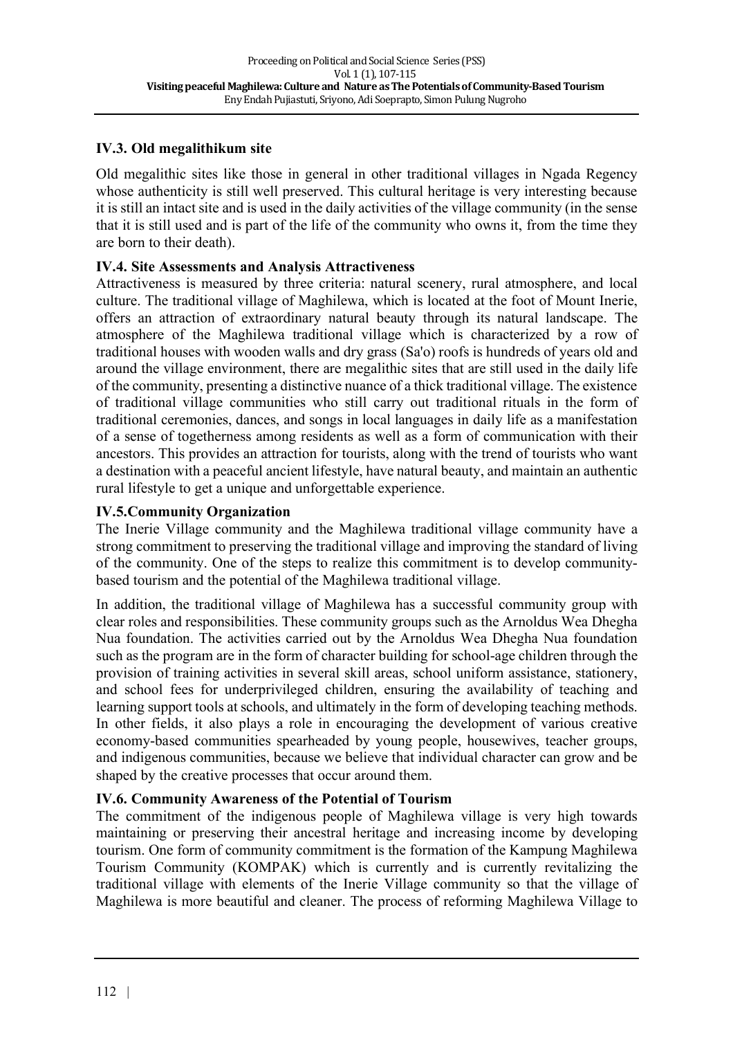### IV.3. Old megalithikum site

Old megalithic sites like those in general in other traditional villages in Ngada Regency whose authenticity is still well preserved. This cultural heritage is very interesting because it is still an intact site and is used in the daily activities of the village community (in the sense that it is still used and is part of the life of the community who owns it, from the time they are born to their death).

### IV.4. Site Assessments and Analysis Attractiveness

Attractiveness is measured by three criteria: natural scenery, rural atmosphere, and local culture. The traditional village of Maghilewa, which is located at the foot of Mount Inerie, offers an attraction of extraordinary natural beauty through its natural landscape. The atmosphere of the Maghilewa traditional village which is characterized by a row of traditional houses with wooden walls and dry grass (Sa'o) roofs is hundreds of years old and around the village environment, there are megalithic sites that are still used in the daily life of the community, presenting a distinctive nuance of a thick traditional village. The existence of traditional village communities who still carry out traditional rituals in the form of traditional ceremonies, dances, and songs in local languages in daily life as a manifestation of a sense of togetherness among residents as well as a form of communication with their ancestors. This provides an attraction for tourists, along with the trend of tourists who want a destination with a peaceful ancient lifestyle, have natural beauty, and maintain an authentic rural lifestyle to get a unique and unforgettable experience.

### IV.5.Community Organization

The Inerie Village community and the Maghilewa traditional village community have a strong commitment to preserving the traditional village and improving the standard of living of the community. One of the steps to realize this commitment is to develop community-based tourism and the potential of the Maghilewa traditional village.

In addition, the traditional village of Maghilewa has a successful community group with clear roles and responsibilities. These community groups such as the Arnoldus Wea Dhegha Nua foundation. The activities carried out by the Arnoldus Wea Dhegha Nua foundation such as the program are in the form of character building for school-age children through the provision of training activities in several skill areas, school uniform assistance, stationery, and school fees for underprivileged children, ensuring the availability of teaching and learning support tools at schools, and ultimately in the form of developing teaching methods. In other fields, it also plays a role in encouraging the development of various creative economy-based communities spearheaded by young people, housewives, teacher groups, and indigenous communities, because we believe that individual character can grow and be shaped by the creative processes that occur around them.

### IV.6. Community Awareness of the Potential of Tourism

The commitment of the indigenous people of Maghilewa village is very high towards maintaining or preserving their ancestral heritage and increasing income by developing tourism. One form of community commitment is the formation of the Kampung Maghilewa Tourism Community (KOMPAK) which is currently and is currently revitalizing the traditional village with elements of the Inerie Village community so that the village of Maghilewa is more beautiful and cleaner. The process of reforming Maghilewa Village to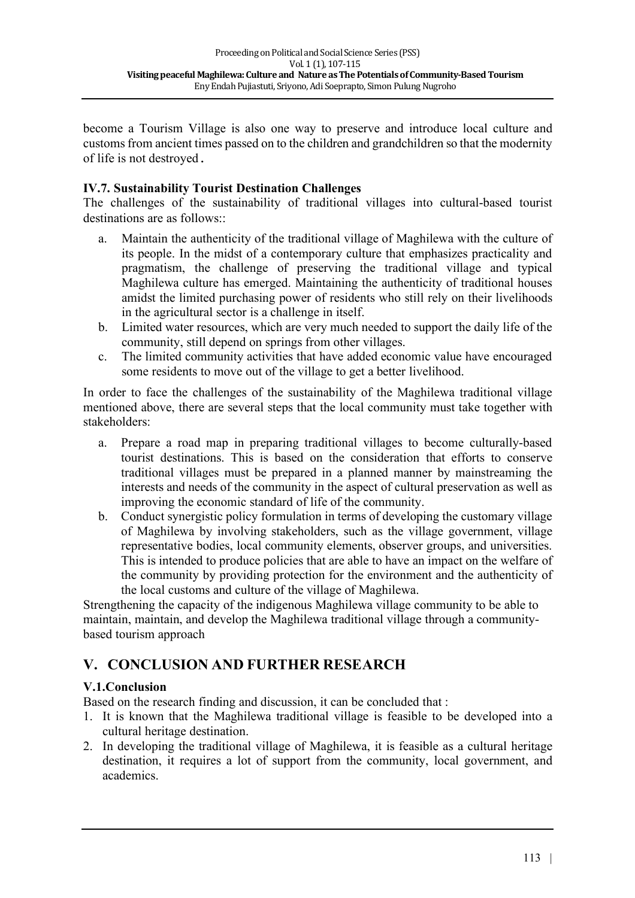become a Tourism Village is also one way to preserve and introduce local culture and customs from ancient times passed on to the children and grandchildren so that the modernity of life is not destroyed.

### IV.7. Sustainability Tourist Destination Challenges

The challenges of the sustainability of traditional villages into cultural-based tourist destinations are as follows::

a. Maintain the authenticity of the traditional village of Maghilewa with the culture of its people. In the midst of a contemporary culture that emphasizes practicality and pragmatism, the challenge of preserving the traditional village and typical Maghilewa culture has emerged. Maintaining the authenticity of traditional houses amidst the limited purchasing power of residents who still rely on their livelihoods in the agricultural sector is a challenge in itself.
b. Limited water resources, which are very much needed to support the daily life of the community, still depend on springs from other villages.
c. The limited community activities that have added economic value have encouraged some residents to move out of the village to get a better livelihood.

In order to face the challenges of the sustainability of the Maghilewa traditional village mentioned above, there are several steps that the local community must take together with stakeholders:

a. Prepare a road map in preparing traditional villages to become culturally-based tourist destinations. This is based on the consideration that efforts to conserve traditional villages must be prepared in a planned manner by mainstreaming the interests and needs of the community in the aspect of cultural preservation as well as improving the economic standard of life of the community.
b. Conduct synergistic policy formulation in terms of developing the customary village of Maghilewa by involving stakeholders, such as the village government, village representative bodies, local community elements, observer groups, and universities. This is intended to produce policies that are able to have an impact on the welfare of the community by providing protection for the environment and the authenticity of the local customs and culture of the village of Maghilewa.

Strengthening the capacity of the indigenous Maghilewa village community to be able to maintain, maintain, and develop the Maghilewa traditional village through a community-based tourism approach

## V. CONCLUSION AND FURTHER RESEARCH

### V.1.Conclusion

Based on the research finding and discussion, it can be concluded that :

1. It is known that the Maghilewa traditional village is feasible to be developed into a cultural heritage destination.
2. In developing the traditional village of Maghilewa, it is feasible as a cultural heritage destination, it requires a lot of support from the community, local government, and academics.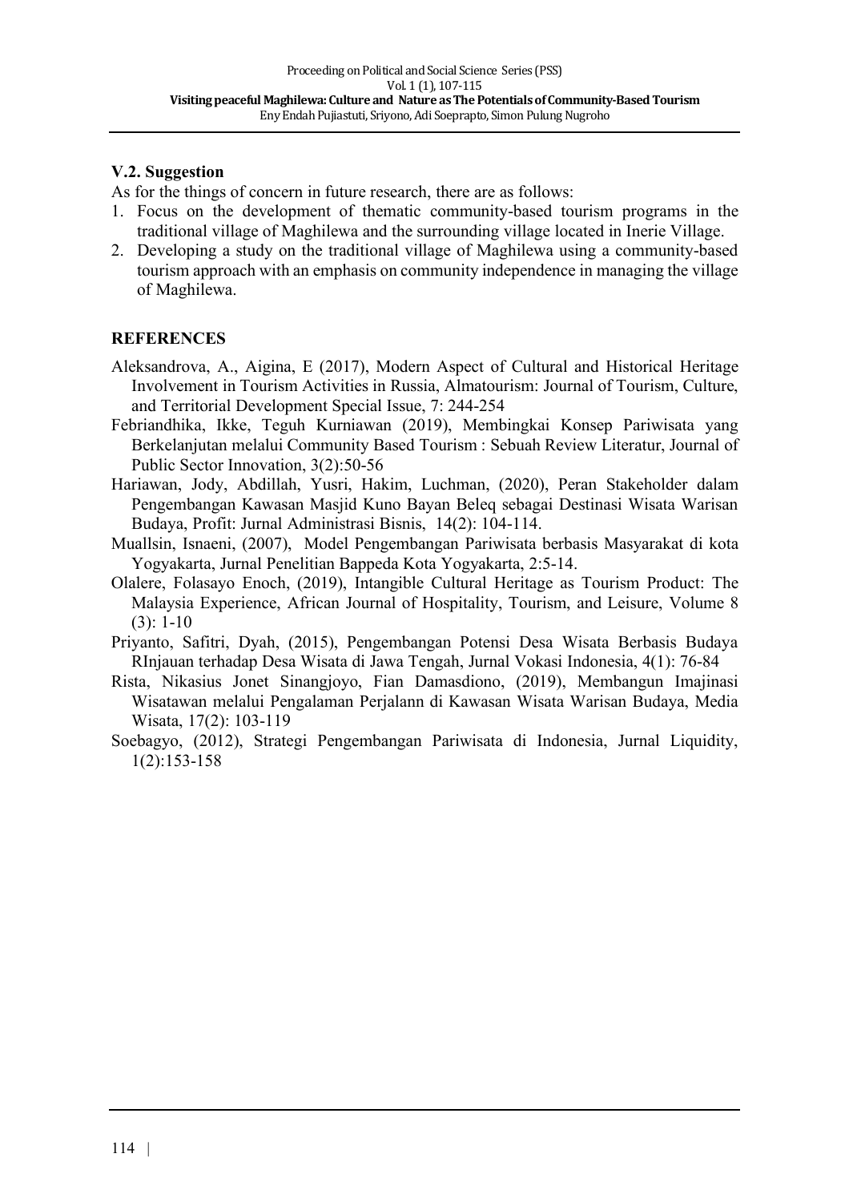### V.2. Suggestion

As for the things of concern in future research, there are as follows:

1. Focus on the development of thematic community-based tourism programs in the traditional village of Maghilewa and the surrounding village located in Inerie Village.
2. Developing a study on the traditional village of Maghilewa using a community-based tourism approach with an emphasis on community independence in managing the village of Maghilewa.

## REFERENCES

Aleksandrova, A., Aigina, E (2017), Modern Aspect of Cultural and Historical Heritage Involvement in Tourism Activities in Russia, Almatourism: Journal of Tourism, Culture, and Territorial Development Special Issue, 7: 244-254

Febriandhika, Ikke, Teguh Kurniawan (2019), Membingkai Konsep Pariwisata yang Berkelanjutan melalui Community Based Tourism : Sebuah Review Literatur, Journal of Public Sector Innovation, 3(2):50-56

Hariawan, Jody, Abdillah, Yusri, Hakim, Luchman, (2020), Peran Stakeholder dalam Pengembangan Kawasan Masjid Kuno Bayan Beleq sebagai Destinasi Wisata Warisan Budaya, Profit: Jurnal Administrasi Bisnis, 14(2): 104-114.

Muallsin, Isnaeni, (2007), Model Pengembangan Pariwisata berbasis Masyarakat di kota Yogyakarta, Jurnal Penelitian Bappeda Kota Yogyakarta, 2:5-14.

Olalere, Folasayo Enoch, (2019), Intangible Cultural Heritage as Tourism Product: The Malaysia Experience, African Journal of Hospitality, Tourism, and Leisure, Volume 8 (3): 1-10

Priyanto, Safitri, Dyah, (2015), Pengembangan Potensi Desa Wisata Berbasis Budaya RInjauan terhadap Desa Wisata di Jawa Tengah, Jurnal Vokasi Indonesia, 4(1): 76-84

Rista, Nikasius Jonet Sinangjoyo, Fian Damasdiono, (2019), Membangun Imajinasi Wisatawan melalui Pengalaman Perjalann di Kawasan Wisata Warisan Budaya, Media Wisata, 17(2): 103-119

Soebagyo, (2012), Strategi Pengembangan Pariwisata di Indonesia, Jurnal Liquidity, 1(2):153-158